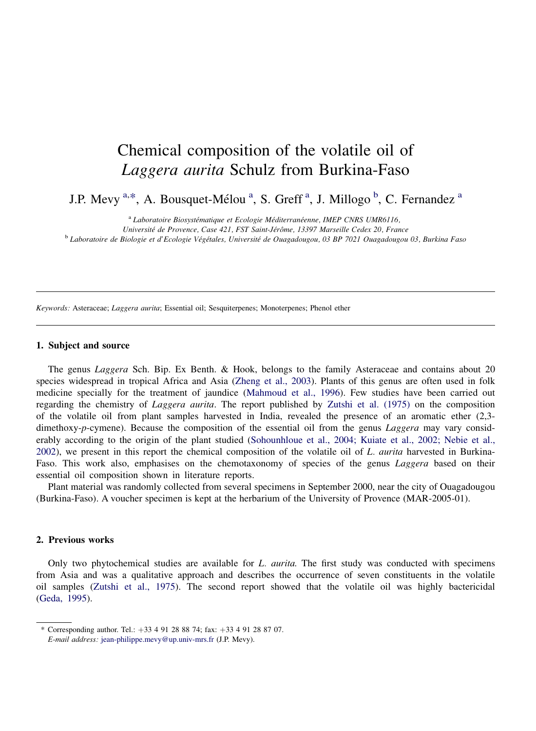# Chemical composition of the volatile oil of *Laggera aurita* Schulz from Burkina-Faso

J.P. Mevy [a,*], A. Bousquet-Mélou [a], S. Greff [a], J. Millogo [b], C. Fernandez [a]

[a] Laboratoire Biosystématique et Ecologie Méditerranéenne, IMEP CNRS UMR6116, Université de Provence, Case 421, FST Saint-Jérôme, 13397 Marseille Cedex 20, France

[b] Laboratoire de Biologie et d'Ecologie Végétales, Université de Ouagadougou, 03 BP 7021 Ouagadougou 03, Burkina Faso

*Keywords:* Asteraceae; *Laggera aurita*; Essential oil; Sesquiterpenes; Monoterpenes; Phenol ether

## 1. Subject and source

The genus *Laggera* Sch. Bip. Ex Benth. & Hook, belongs to the family Asteraceae and contains about 20 species widespread in tropical Africa and Asia (Zheng et al., 2003). Plants of this genus are often used in folk medicine specially for the treatment of jaundice (Mahmoud et al., 1996). Few studies have been carried out regarding the chemistry of *Laggera aurita*. The report published by Zutshi et al. (1975) on the composition of the volatile oil from plant samples harvested in India, revealed the presence of an aromatic ether (2,3-dimethoxy-*p*-cymene). Because the composition of the essential oil from the genus *Laggera* may vary considerably according to the origin of the plant studied (Sohounhloue et al., 2004; Kuiate et al., 2002; Nebie et al., 2002), we present in this report the chemical composition of the volatile oil of *L. aurita* harvested in Burkina-Faso. This work also, emphasises on the chemotaxonomy of species of the genus *Laggera* based on their essential oil composition shown in literature reports.

Plant material was randomly collected from several specimens in September 2000, near the city of Ouagadougou (Burkina-Faso). A voucher specimen is kept at the herbarium of the University of Provence (MAR-2005-01).

## 2. Previous works

Only two phytochemical studies are available for *L. aurita.* The first study was conducted with specimens from Asia and was a qualitative approach and describes the occurrence of seven constituents in the volatile oil samples (Zutshi et al., 1975). The second report showed that the volatile oil was highly bactericidal (Geda, 1995).

* Corresponding author. Tel.: +33 4 91 28 88 74; fax: +33 4 91 28 87 07.
*E-mail address:* jean-philippe.mevy@up.univ-mrs.fr (J.P. Mevy).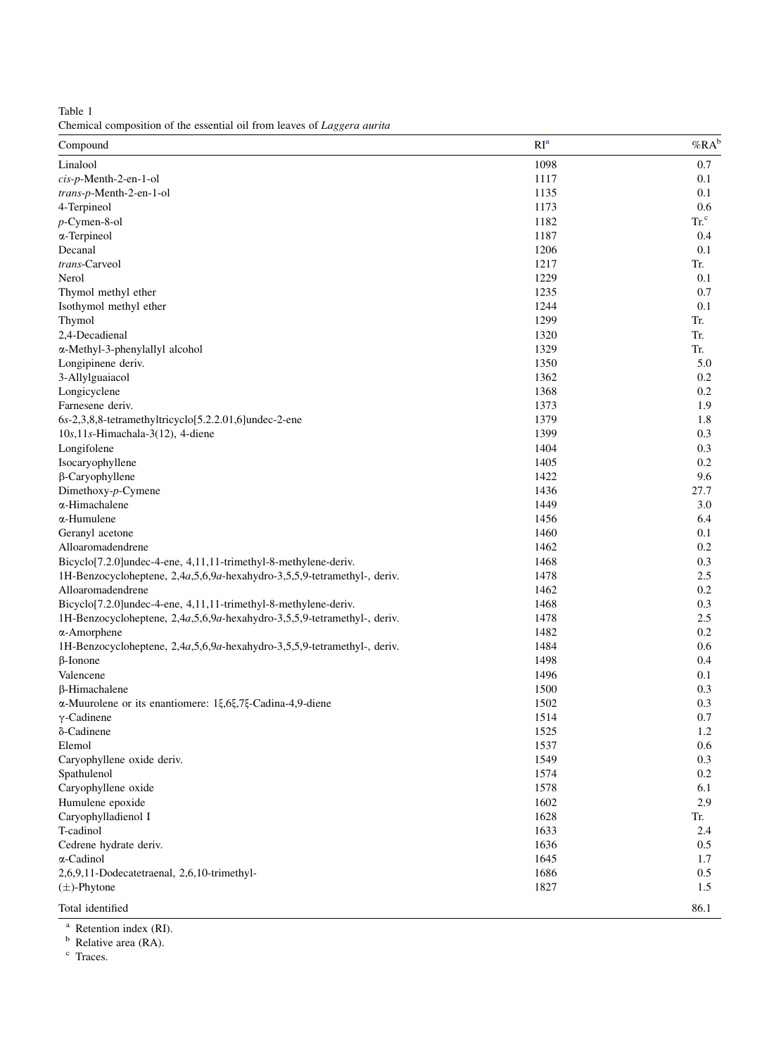Table 1
Chemical composition of the essential oil from leaves of *Laggera aurita*

| Compound | RI[a] | %RA[b] |
|---|---|---|
| Linalool | 1098 | 0.7 |
| *cis*-*p*-Menth-2-en-1-ol | 1117 | 0.1 |
| *trans*-*p*-Menth-2-en-1-ol | 1135 | 0.1 |
| 4-Terpineol | 1173 | 0.6 |
| *p*-Cymen-8-ol | 1182 | Tr.[c] |
| α-Terpineol | 1187 | 0.4 |
| Decanal | 1206 | 0.1 |
| *trans*-Carveol | 1217 | Tr. |
| Nerol | 1229 | 0.1 |
| Thymol methyl ether | 1235 | 0.7 |
| Isothymol methyl ether | 1244 | 0.1 |
| Thymol | 1299 | Tr. |
| 2,4-Decadienal | 1320 | Tr. |
| α-Methyl-3-phenylallyl alcohol | 1329 | Tr. |
| Longipinene deriv. | 1350 | 5.0 |
| 3-Allylguaiacol | 1362 | 0.2 |
| Longicyclene | 1368 | 0.2 |
| Farnesene deriv. | 1373 | 1.9 |
| 6*s*-2,3,8,8-tetramethyltricyclo[5.2.2.01,6]undec-2-ene | 1379 | 1.8 |
| 10*s*,11*s*-Himachala-3(12), 4-diene | 1399 | 0.3 |
| Longifolene | 1404 | 0.3 |
| Isocaryophyllene | 1405 | 0.2 |
| β-Caryophyllene | 1422 | 9.6 |
| Dimethoxy-*p*-Cymene | 1436 | 27.7 |
| α-Himachalene | 1449 | 3.0 |
| α-Humulene | 1456 | 6.4 |
| Geranyl acetone | 1460 | 0.1 |
| Alloaromadendrene | 1462 | 0.2 |
| Bicyclo[7.2.0]undec-4-ene, 4,11,11-trimethyl-8-methylene-deriv. | 1468 | 0.3 |
| 1H-Benzocycloheptene, 2,4*a*,5,6,9*a*-hexahydro-3,5,5,9-tetramethyl-, deriv. | 1478 | 2.5 |
| Alloaromadendrene | 1462 | 0.2 |
| Bicyclo[7.2.0]undec-4-ene, 4,11,11-trimethyl-8-methylene-deriv. | 1468 | 0.3 |
| 1H-Benzocycloheptene, 2,4*a*,5,6,9*a*-hexahydro-3,5,5,9-tetramethyl-, deriv. | 1478 | 2.5 |
| α-Amorphene | 1482 | 0.2 |
| 1H-Benzocycloheptene, 2,4*a*,5,6,9*a*-hexahydro-3,5,5,9-tetramethyl-, deriv. | 1484 | 0.6 |
| β-Ionone | 1498 | 0.4 |
| Valencene | 1496 | 0.1 |
| β-Himachalene | 1500 | 0.3 |
| α-Muurolene or its enantiomere: 1ξ,6ξ,7ξ-Cadina-4,9-diene | 1502 | 0.3 |
| γ-Cadinene | 1514 | 0.7 |
| δ-Cadinene | 1525 | 1.2 |
| Elemol | 1537 | 0.6 |
| Caryophyllene oxide deriv. | 1549 | 0.3 |
| Spathulenol | 1574 | 0.2 |
| Caryophyllene oxide | 1578 | 6.1 |
| Humulene epoxide | 1602 | 2.9 |
| Caryophylladienol I | 1628 | Tr. |
| T-cadinol | 1633 | 2.4 |
| Cedrene hydrate deriv. | 1636 | 0.5 |
| α-Cadinol | 1645 | 1.7 |
| 2,6,9,11-Dodecatetraenal, 2,6,10-trimethyl- | 1686 | 0.5 |
| (±)-Phytone | 1827 | 1.5 |
| Total identified | | 86.1 |

[a] Retention index (RI).
[b] Relative area (RA).
[c] Traces.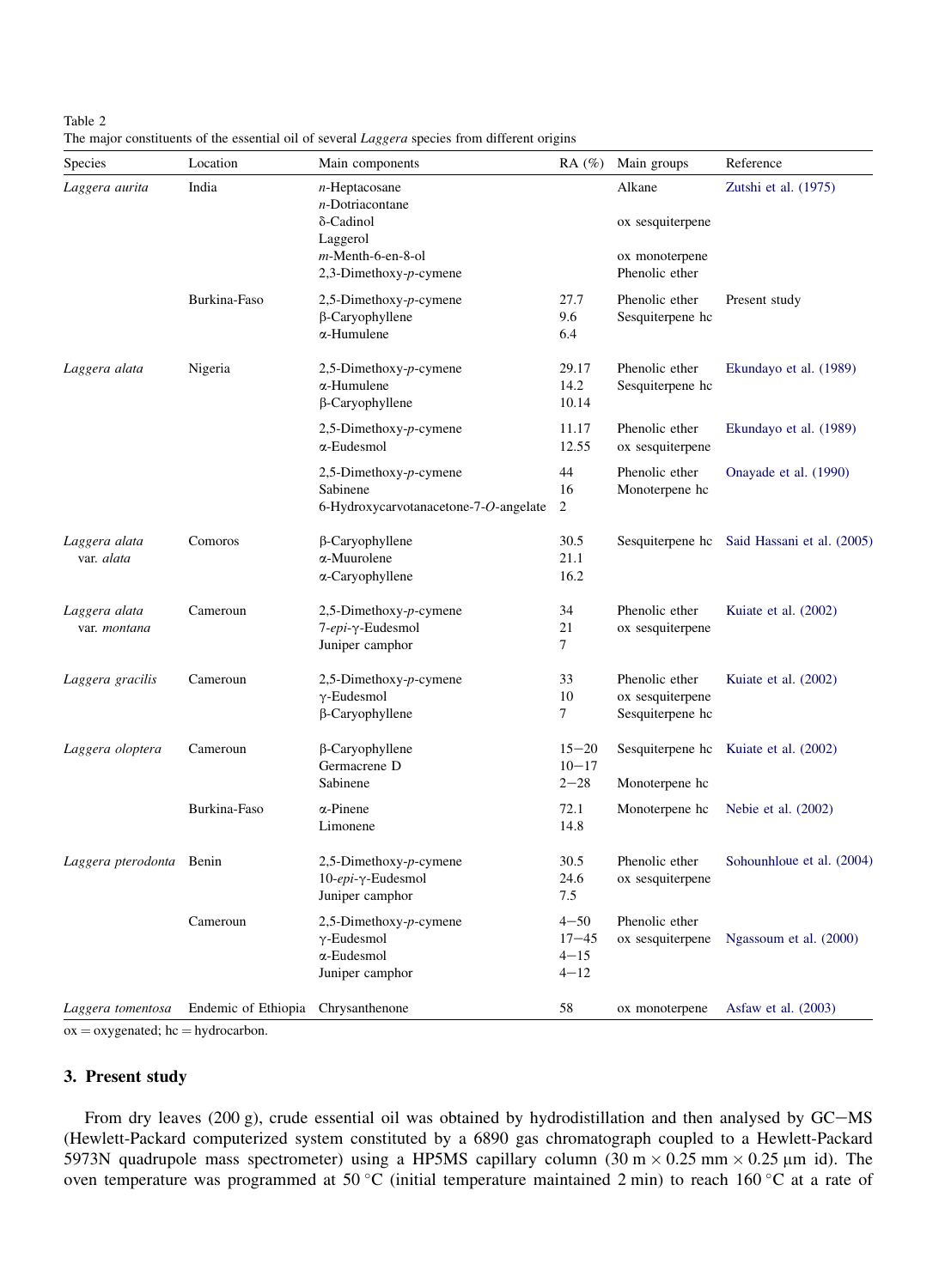Table 2
The major constituents of the essential oil of several *Laggera* species from different origins

| Species | Location | Main components | RA (%) | Main groups | Reference |
|---|---|---|---|---|---|
| *Laggera aurita* | India | *n*-Heptacosane | | Alkane | Zutshi et al. (1975) |
| | | *n*-Dotriacontane | | | |
| | | δ-Cadinol | | ox sesquiterpene | |
| | | Laggerol | | | |
| | | *m*-Menth-6-en-8-ol | | ox monoterpene | |
| | | 2,3-Dimethoxy-*p*-cymene | | Phenolic ether | |
| | Burkina-Faso | 2,5-Dimethoxy-*p*-cymene | 27.7 | Phenolic ether | Present study |
| | | β-Caryophyllene | 9.6 | Sesquiterpene hc | |
| | | α-Humulene | 6.4 | | |
| *Laggera alata* | Nigeria | 2,5-Dimethoxy-*p*-cymene | 29.17 | Phenolic ether | Ekundayo et al. (1989) |
| | | α-Humulene | 14.2 | Sesquiterpene hc | |
| | | β-Caryophyllene | 10.14 | | |
| | | 2,5-Dimethoxy-*p*-cymene | 11.17 | Phenolic ether | Ekundayo et al. (1989) |
| | | α-Eudesmol | 12.55 | ox sesquiterpene | |
| | | 2,5-Dimethoxy-*p*-cymene | 44 | Phenolic ether | Onayade et al. (1990) |
| | | Sabinene | 16 | Monoterpene hc | |
| | | 6-Hydroxycarvotanacetone-7-*O*-angelate | 2 | | |
| *Laggera alata* var. *alata* | Comoros | β-Caryophyllene | 30.5 | Sesquiterpene hc | Said Hassani et al. (2005) |
| | | α-Muurolene | 21.1 | | |
| | | α-Caryophyllene | 16.2 | | |
| *Laggera alata* var. *montana* | Cameroun | 2,5-Dimethoxy-*p*-cymene | 34 | Phenolic ether | Kuiate et al. (2002) |
| | | 7-*epi*-γ-Eudesmol | 21 | ox sesquiterpene | |
| | | Juniper camphor | 7 | | |
| *Laggera gracilis* | Cameroun | 2,5-Dimethoxy-*p*-cymene | 33 | Phenolic ether | Kuiate et al. (2002) |
| | | γ-Eudesmol | 10 | ox sesquiterpene | |
| | | β-Caryophyllene | 7 | Sesquiterpene hc | |
| *Laggera oloptera* | Cameroun | β-Caryophyllene | 15−20 | Sesquiterpene hc | Kuiate et al. (2002) |
| | | Germacrene D | 10−17 | | |
| | | Sabinene | 2−28 | Monoterpene hc | |
| | Burkina-Faso | α-Pinene | 72.1 | Monoterpene hc | Nebie et al. (2002) |
| | | Limonene | 14.8 | | |
| *Laggera pterodonta* | Benin | 2,5-Dimethoxy-*p*-cymene | 30.5 | Phenolic ether | Sohounhloue et al. (2004) |
| | | 10-*epi*-γ-Eudesmol | 24.6 | ox sesquiterpene | |
| | | Juniper camphor | 7.5 | | |
| | Cameroun | 2,5-Dimethoxy-*p*-cymene | 4−50 | Phenolic ether | |
| | | γ-Eudesmol | 17−45 | ox sesquiterpene | Ngassoum et al. (2000) |
| | | α-Eudesmol | 4−15 | | |
| | | Juniper camphor | 4−12 | | |
| *Laggera tomentosa* | Endemic of Ethiopia | Chrysanthenone | 58 | ox monoterpene | Asfaw et al. (2003) |

ox = oxygenated; hc = hydrocarbon.

## 3. Present study

From dry leaves (200 g), crude essential oil was obtained by hydrodistillation and then analysed by GC−MS (Hewlett-Packard computerized system constituted by a 6890 gas chromatograph coupled to a Hewlett-Packard 5973N quadrupole mass spectrometer) using a HP5MS capillary column (30 m × 0.25 mm × 0.25 μm id). The oven temperature was programmed at 50 °C (initial temperature maintained 2 min) to reach 160 °C at a rate of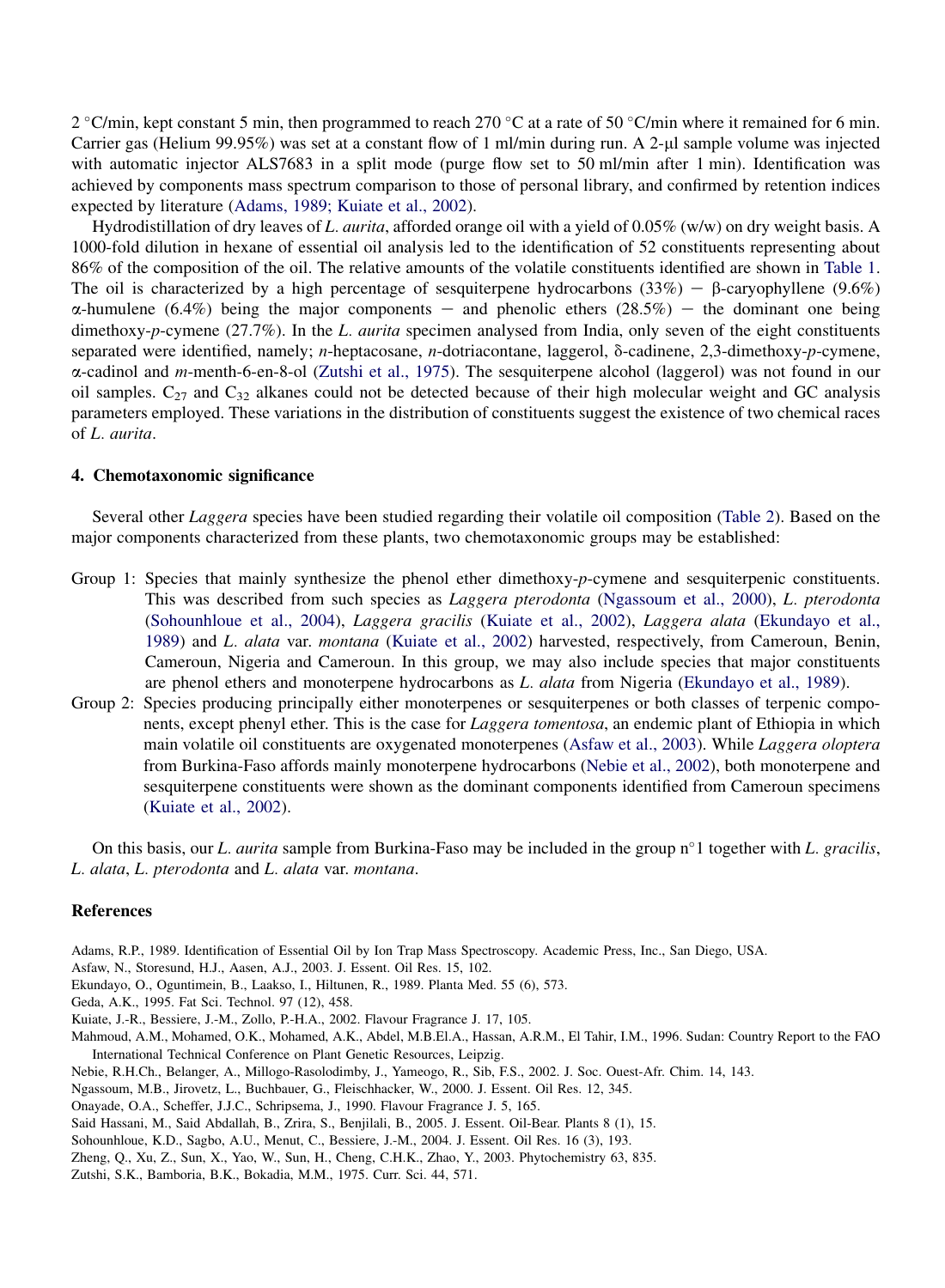2 °C/min, kept constant 5 min, then programmed to reach 270 °C at a rate of 50 °C/min where it remained for 6 min. Carrier gas (Helium 99.95%) was set at a constant flow of 1 ml/min during run. A 2-μl sample volume was injected with automatic injector ALS7683 in a split mode (purge flow set to 50 ml/min after 1 min). Identification was achieved by components mass spectrum comparison to those of personal library, and confirmed by retention indices expected by literature (Adams, 1989; Kuiate et al., 2002).

Hydrodistillation of dry leaves of *L. aurita*, afforded orange oil with a yield of 0.05% (w/w) on dry weight basis. A 1000-fold dilution in hexane of essential oil analysis led to the identification of 52 constituents representing about 86% of the composition of the oil. The relative amounts of the volatile constituents identified are shown in Table 1. The oil is characterized by a high percentage of sesquiterpene hydrocarbons (33%) − β-caryophyllene (9.6%) α-humulene (6.4%) being the major components − and phenolic ethers (28.5%) − the dominant one being dimethoxy-*p*-cymene (27.7%). In the *L. aurita* specimen analysed from India, only seven of the eight constituents separated were identified, namely; *n*-heptacosane, *n*-dotriacontane, laggerol, δ-cadinene, 2,3-dimethoxy-*p*-cymene, α-cadinol and *m*-menth-6-en-8-ol (Zutshi et al., 1975). The sesquiterpene alcohol (laggerol) was not found in our oil samples. $C_{27}$ and $C_{32}$ alkanes could not be detected because of their high molecular weight and GC analysis parameters employed. These variations in the distribution of constituents suggest the existence of two chemical races of *L. aurita*.

## 4. Chemotaxonomic significance

Several other *Laggera* species have been studied regarding their volatile oil composition (Table 2). Based on the major components characterized from these plants, two chemotaxonomic groups may be established:

- Group 1: Species that mainly synthesize the phenol ether dimethoxy-*p*-cymene and sesquiterpenic constituents. This was described from such species as *Laggera pterodonta* (Ngassoum et al., 2000), *L. pterodonta* (Sohounhloue et al., 2004), *Laggera gracilis* (Kuiate et al., 2002), *Laggera alata* (Ekundayo et al., 1989) and *L. alata* var. *montana* (Kuiate et al., 2002) harvested, respectively, from Cameroun, Benin, Cameroun, Nigeria and Cameroun. In this group, we may also include species that major constituents are phenol ethers and monoterpene hydrocarbons as *L. alata* from Nigeria (Ekundayo et al., 1989).
- Group 2: Species producing principally either monoterpenes or sesquiterpenes or both classes of terpenic components, except phenyl ether. This is the case for *Laggera tomentosa*, an endemic plant of Ethiopia in which main volatile oil constituents are oxygenated monoterpenes (Asfaw et al., 2003). While *Laggera oloptera* from Burkina-Faso affords mainly monoterpene hydrocarbons (Nebie et al., 2002), both monoterpene and sesquiterpene constituents were shown as the dominant components identified from Cameroun specimens (Kuiate et al., 2002).

On this basis, our *L. aurita* sample from Burkina-Faso may be included in the group n°1 together with *L. gracilis*, *L. alata*, *L. pterodonta* and *L. alata* var. *montana*.

## References

Adams, R.P., 1989. Identification of Essential Oil by Ion Trap Mass Spectroscopy. Academic Press, Inc., San Diego, USA.

Asfaw, N., Storesund, H.J., Aasen, A.J., 2003. J. Essent. Oil Res. 15, 102.

Ekundayo, O., Oguntimein, B., Laakso, I., Hiltunen, R., 1989. Planta Med. 55 (6), 573.

Geda, A.K., 1995. Fat Sci. Technol. 97 (12), 458.

Kuiate, J.-R., Bessiere, J.-M., Zollo, P.-H.A., 2002. Flavour Fragrance J. 17, 105.

Mahmoud, A.M., Mohamed, O.K., Mohamed, A.K., Abdel, M.B.El.A., Hassan, A.R.M., El Tahir, I.M., 1996. Sudan: Country Report to the FAO International Technical Conference on Plant Genetic Resources, Leipzig.

Nebie, R.H.Ch., Belanger, A., Millogo-Rasolodimby, J., Yameogo, R., Sib, F.S., 2002. J. Soc. Ouest-Afr. Chim. 14, 143.

Ngassoum, M.B., Jirovetz, L., Buchbauer, G., Fleischhacker, W., 2000. J. Essent. Oil Res. 12, 345.

Onayade, O.A., Scheffer, J.J.C., Schripsema, J., 1990. Flavour Fragrance J. 5, 165.

Said Hassani, M., Said Abdallah, B., Zrira, S., Benjilali, B., 2005. J. Essent. Oil-Bear. Plants 8 (1), 15.

Sohounhloue, K.D., Sagbo, A.U., Menut, C., Bessiere, J.-M., 2004. J. Essent. Oil Res. 16 (3), 193.

Zheng, Q., Xu, Z., Sun, X., Yao, W., Sun, H., Cheng, C.H.K., Zhao, Y., 2003. Phytochemistry 63, 835.

Zutshi, S.K., Bamboria, B.K., Bokadia, M.M., 1975. Curr. Sci. 44, 571.